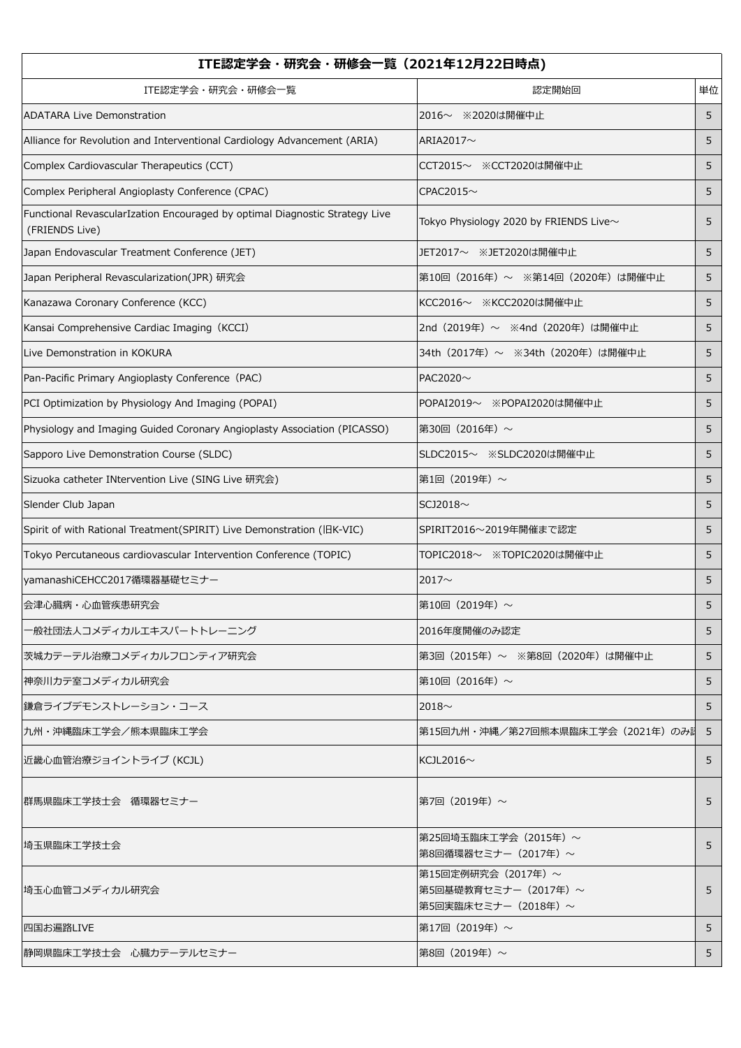| ITE認定学会・研究会・研修会一覧（2021年12月22日時点） | | |
|---|---|---|
| ITE認定学会・研究会・研修会一覧 | 認定開始回 | 単位 |
| ADATARA Live Demonstration | 2016～　※2020は開催中止 | 5 |
| Alliance for Revolution and Interventional Cardiology Advancement (ARIA) | ARIA2017～ | 5 |
| Complex Cardiovascular Therapeutics (CCT) | CCT2015～　※CCT2020は開催中止 | 5 |
| Complex Peripheral Angioplasty Conference (CPAC) | CPAC2015～ | 5 |
| Functional RevascularIzation Encouraged by optimal Diagnostic Strategy Live (FRIENDS Live) | Tokyo Physiology 2020 by FRIENDS Live～ | 5 |
| Japan Endovascular Treatment Conference (JET) | JET2017～　※JET2020は開催中止 | 5 |
| Japan Peripheral Revascularization(JPR) 研究会 | 第10回（2016年）～　※第14回（2020年）は開催中止 | 5 |
| Kanazawa Coronary Conference (KCC) | KCC2016～　※KCC2020は開催中止 | 5 |
| Kansai Comprehensive Cardiac Imaging（KCCI） | 2nd（2019年）～　※4nd（2020年）は開催中止 | 5 |
| Live Demonstration in KOKURA | 34th（2017年）～　※34th（2020年）は開催中止 | 5 |
| Pan-Pacific Primary Angioplasty Conference（PAC） | PAC2020～ | 5 |
| PCI Optimization by Physiology And Imaging (POPAI) | POPAI2019～　※POPAI2020は開催中止 | 5 |
| Physiology and Imaging Guided Coronary Angioplasty Association (PICASSO) | 第30回（2016年）～ | 5 |
| Sapporo Live Demonstration Course (SLDC) | SLDC2015～　※SLDC2020は開催中止 | 5 |
| Sizuoka catheter INtervention Live (SING Live 研究会) | 第1回（2019年）～ | 5 |
| Slender Club Japan | SCJ2018～ | 5 |
| Spirit of with Rational Treatment(SPIRIT) Live Demonstration (旧K-VIC) | SPIRIT2016～2019年開催まで認定 | 5 |
| Tokyo Percutaneous cardiovascular Intervention Conference (TOPIC) | TOPIC2018～　※TOPIC2020は開催中止 | 5 |
| yamanashiCEHCC2017循環器基礎セミナー | 2017～ | 5 |
| 会津心臓病・心血管疾患研究会 | 第10回（2019年）～ | 5 |
| 一般社団法人コメディカルエキスパートトレーニング | 2016年度開催のみ認定 | 5 |
| 茨城カテーテル治療コメディカルフロンティア研究会 | 第3回（2015年）～　※第8回（2020年）は開催中止 | 5 |
| 神奈川カテ室コメディカル研究会 | 第10回（2016年）～ | 5 |
| 鎌倉ライブデモンストレーション・コース | 2018～ | 5 |
| 九州・沖縄臨床工学会／熊本県臨床工学会 | 第15回九州・沖縄／第27回熊本県臨床工学会（2021年）のみ認 | 5 |
| 近畿心血管治療ジョイントライブ (KCJL) | KCJL2016～ | 5 |
| 群馬県臨床工学技士会　循環器セミナー | 第7回（2019年）～ | 5 |
| 埼玉県臨床工学技士会 | 第25回埼玉臨床工学会（2015年）～<br>第8回循環器セミナー（2017年）～ | 5 |
| 埼玉心血管コメディカル研究会 | 第15回定例研究会（2017年）～<br>第5回基礎教育セミナー（2017年）～<br>第5回実臨床セミナー（2018年）～ | 5 |
| 四国お遍路LIVE | 第17回（2019年）～ | 5 |
| 静岡県臨床工学技士会　心臓カテーテルセミナー | 第8回（2019年）～ | 5 |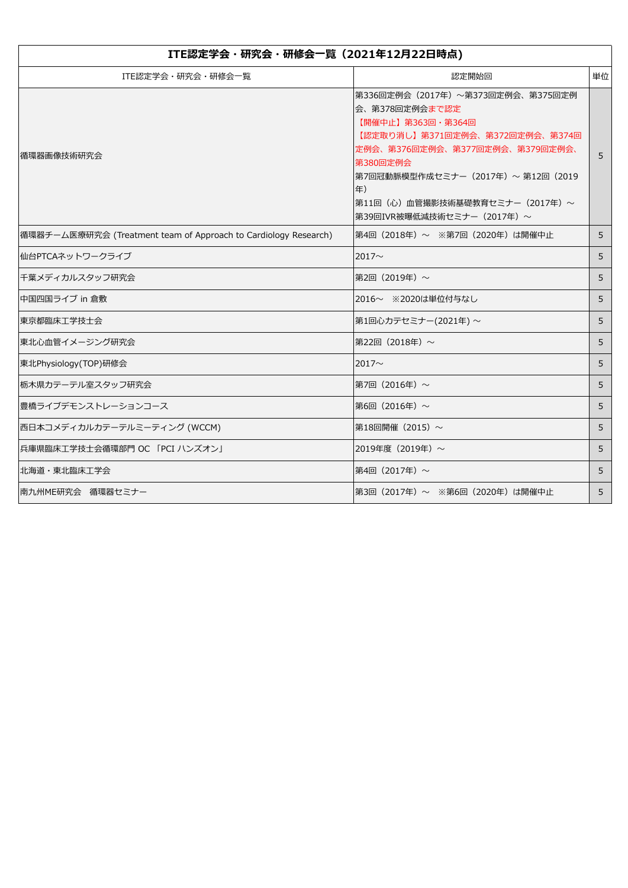**ITE認定学会・研究会・研修会一覧（2021年12月22日時点)**

| ITE認定学会・研究会・研修会一覧 | 認定開始回 | 単位 |
| --- | --- | --- |
| 循環器画像技術研究会 | 第336回定例会（2017年）～第373回定例会、第375回定例会、第378回定例会まで認定<br>【開催中止】第363回・第364回<br>【認定取り消し】第371回定例会、第372回定例会、第374回定例会、第376回定例会、第377回定例会、第379回定例会、第380回定例会<br>第7回冠動脈模型作成セミナー（2017年）～ 第12回（2019年）<br>第11回（心）血管撮影技術基礎教育セミナー（2017年）～<br>第39回IVR被曝低減技術セミナー（2017年）～ | 5 |
| 循環器チーム医療研究会 (Treatment team of Approach to Cardiology Research) | 第4回（2018年）～　※第7回（2020年）は開催中止 | 5 |
| 仙台PTCAネットワークライブ | 2017～ | 5 |
| 千葉メディカルスタッフ研究会 | 第2回（2019年）～ | 5 |
| 中国四国ライブ in 倉敷 | 2016～　※2020は単位付与なし | 5 |
| 東京都臨床工学技士会 | 第1回心カテセミナー(2021年) ～ | 5 |
| 東北心血管イメージング研究会 | 第22回（2018年）～ | 5 |
| 東北Physiology(TOP)研修会 | 2017～ | 5 |
| 栃木県カテーテル室スタッフ研究会 | 第7回（2016年）～ | 5 |
| 豊橋ライブデモンストレーションコース | 第6回（2016年）～ | 5 |
| 西日本コメディカルカテーテルミーティング (WCCM) | 第18回開催（2015）～ | 5 |
| 兵庫県臨床工学技士会循環部門 OC 「PCI ハンズオン」 | 2019年度（2019年）～ | 5 |
| 北海道・東北臨床工学会 | 第4回（2017年）～ | 5 |
| 南九州ME研究会　循環器セミナー | 第3回（2017年）～　※第6回（2020年）は開催中止 | 5 |